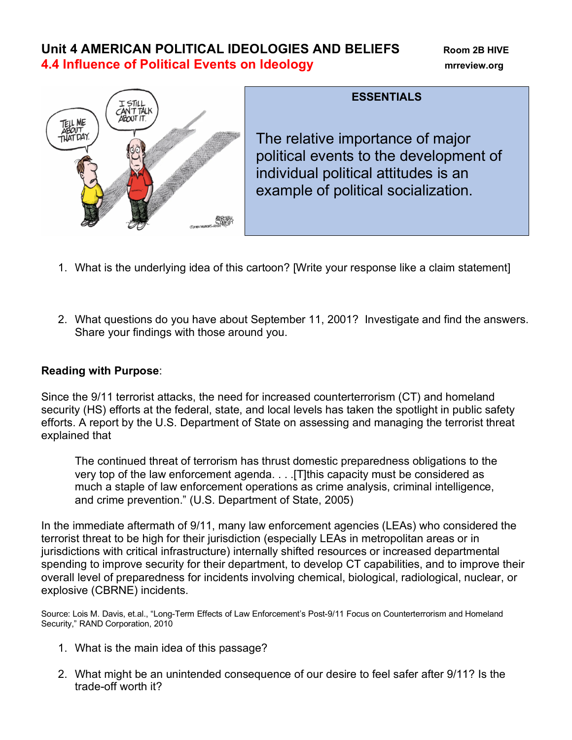# Unit 4 AMERICAN POLITICAL IDEOLOGIES AND BELIEFS

Room 2B HIVE

## 4.4 Influence of Political Events on Ideology

mrreview.org

**ESSENTIALS**

The relative importance of major political events to the development of individual political attitudes is an example of political socialization.

1. What is the underlying idea of this cartoon? [Write your response like a claim statement]

2. What questions do you have about September 11, 2001? Investigate and find the answers. Share your findings with those around you.

**Reading with Purpose**:

Since the 9/11 terrorist attacks, the need for increased counterterrorism (CT) and homeland security (HS) efforts at the federal, state, and local levels has taken the spotlight in public safety efforts. A report by the U.S. Department of State on assessing and managing the terrorist threat explained that

> The continued threat of terrorism has thrust domestic preparedness obligations to the very top of the law enforcement agenda. . . .[T]this capacity must be considered as much a staple of law enforcement operations as crime analysis, criminal intelligence, and crime prevention." (U.S. Department of State, 2005)

In the immediate aftermath of 9/11, many law enforcement agencies (LEAs) who considered the terrorist threat to be high for their jurisdiction (especially LEAs in metropolitan areas or in jurisdictions with critical infrastructure) internally shifted resources or increased departmental spending to improve security for their department, to develop CT capabilities, and to improve their overall level of preparedness for incidents involving chemical, biological, radiological, nuclear, or explosive (CBRNE) incidents.

Source: Lois M. Davis, et.al., "Long-Term Effects of Law Enforcement's Post-9/11 Focus on Counterterrorism and Homeland Security," RAND Corporation, 2010

1. What is the main idea of this passage?

2. What might be an unintended consequence of our desire to feel safer after 9/11? Is the trade-off worth it?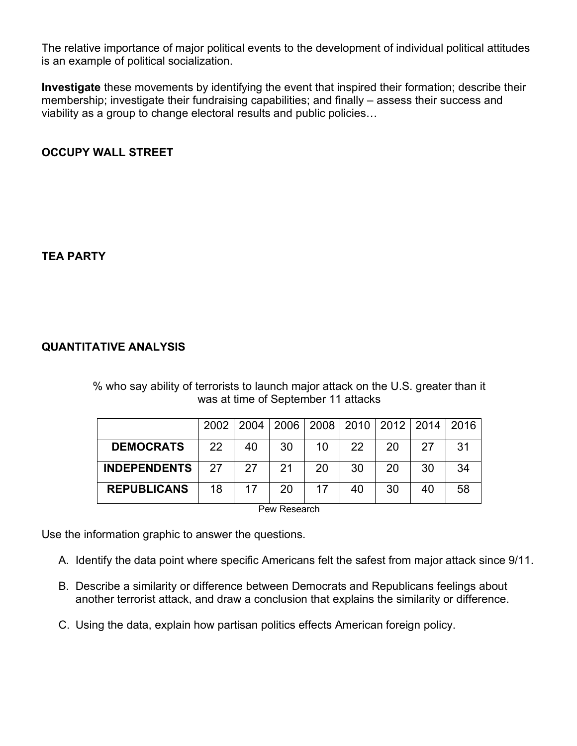The relative importance of major political events to the development of individual political attitudes is an example of political socialization.

**Investigate** these movements by identifying the event that inspired their formation; describe their membership; investigate their fundraising capabilities; and finally – assess their success and viability as a group to change electoral results and public policies…

**OCCUPY WALL STREET**

**TEA PARTY**

**QUANTITATIVE ANALYSIS**

% who say ability of terrorists to launch major attack on the U.S. greater than it was at time of September 11 attacks

| | 2002 | 2004 | 2006 | 2008 | 2010 | 2012 | 2014 | 2016 |
|---|---|---|---|---|---|---|---|---|
| **DEMOCRATS** | 22 | 40 | 30 | 10 | 22 | 20 | 27 | 31 |
| **INDEPENDENTS** | 27 | 27 | 21 | 20 | 30 | 20 | 30 | 34 |
| **REPUBLICANS** | 18 | 17 | 20 | 17 | 40 | 30 | 40 | 58 |

Pew Research

Use the information graphic to answer the questions.

A. Identify the data point where specific Americans felt the safest from major attack since 9/11.

B. Describe a similarity or difference between Democrats and Republicans feelings about another terrorist attack, and draw a conclusion that explains the similarity or difference.

C. Using the data, explain how partisan politics effects American foreign policy.